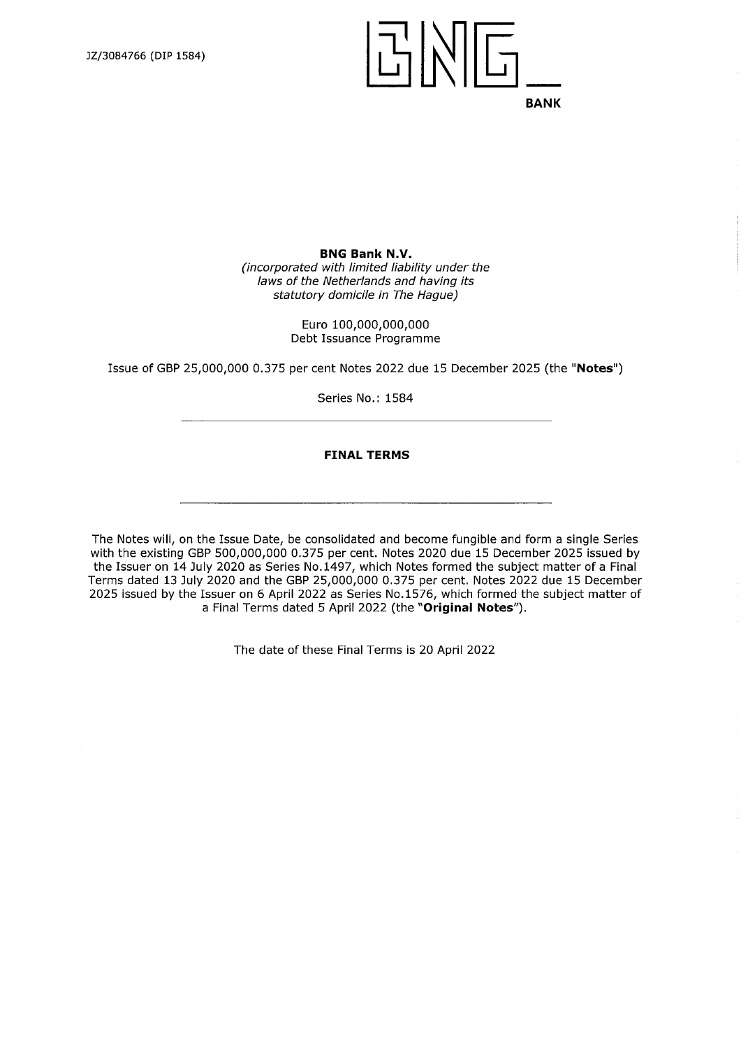JZ/3084766 (DIP 1584)

BNG

BANK

**BNG Bank N.V.**
*(incorporated with limited liability under the laws of the Netherlands and having its statutory domicile in The Hague)*

Euro 100,000,000,000
Debt Issuance Programme

Issue of GBP 25,000,000 0.375 per cent Notes 2022 due 15 December 2025 (the "**Notes**")

Series No.: 1584

---

**FINAL TERMS**

---

The Notes will, on the Issue Date, be consolidated and become fungible and form a single Series with the existing GBP 500,000,000 0.375 per cent. Notes 2020 due 15 December 2025 issued by the Issuer on 14 July 2020 as Series No.1497, which Notes formed the subject matter of a Final Terms dated 13 July 2020 and the GBP 25,000,000 0.375 per cent. Notes 2022 due 15 December 2025 issued by the Issuer on 6 April 2022 as Series No.1576, which formed the subject matter of a Final Terms dated 5 April 2022 (the "**Original Notes**").

The date of these Final Terms is 20 April 2022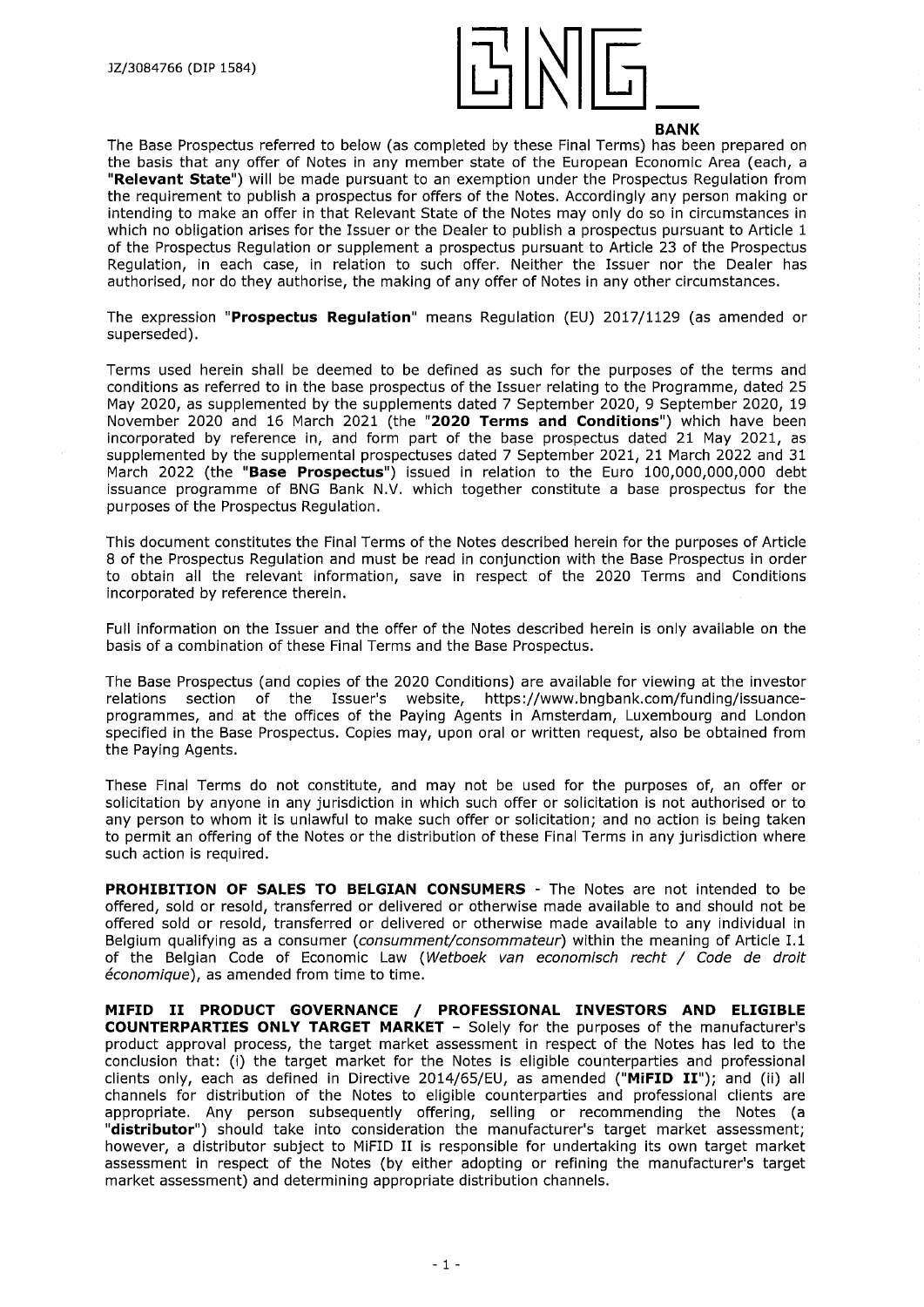JZ/3084766 (DIP 1584)

**BANK**

The Base Prospectus referred to below (as completed by these Final Terms) has been prepared on the basis that any offer of Notes in any member state of the European Economic Area (each, a "**Relevant State**") will be made pursuant to an exemption under the Prospectus Regulation from the requirement to publish a prospectus for offers of the Notes. Accordingly any person making or intending to make an offer in that Relevant State of the Notes may only do so in circumstances in which no obligation arises for the Issuer or the Dealer to publish a prospectus pursuant to Article 1 of the Prospectus Regulation or supplement a prospectus pursuant to Article 23 of the Prospectus Regulation, in each case, in relation to such offer. Neither the Issuer nor the Dealer has authorised, nor do they authorise, the making of any offer of Notes in any other circumstances.

The expression "**Prospectus Regulation**" means Regulation (EU) 2017/1129 (as amended or superseded).

Terms used herein shall be deemed to be defined as such for the purposes of the terms and conditions as referred to in the base prospectus of the Issuer relating to the Programme, dated 25 May 2020, as supplemented by the supplements dated 7 September 2020, 9 September 2020, 19 November 2020 and 16 March 2021 (the "**2020 Terms and Conditions**") which have been incorporated by reference in, and form part of the base prospectus dated 21 May 2021, as supplemented by the supplemental prospectuses dated 7 September 2021, 21 March 2022 and 31 March 2022 (the "**Base Prospectus**") issued in relation to the Euro 100,000,000,000 debt issuance programme of BNG Bank N.V. which together constitute a base prospectus for the purposes of the Prospectus Regulation.

This document constitutes the Final Terms of the Notes described herein for the purposes of Article 8 of the Prospectus Regulation and must be read in conjunction with the Base Prospectus in order to obtain all the relevant information, save in respect of the 2020 Terms and Conditions incorporated by reference therein.

Full information on the Issuer and the offer of the Notes described herein is only available on the basis of a combination of these Final Terms and the Base Prospectus.

The Base Prospectus (and copies of the 2020 Conditions) are available for viewing at the investor relations section of the Issuer's website, https://www.bngbank.com/funding/issuance-programmes, and at the offices of the Paying Agents in Amsterdam, Luxembourg and London specified in the Base Prospectus. Copies may, upon oral or written request, also be obtained from the Paying Agents.

These Final Terms do not constitute, and may not be used for the purposes of, an offer or solicitation by anyone in any jurisdiction in which such offer or solicitation is not authorised or to any person to whom it is unlawful to make such offer or solicitation; and no action is being taken to permit an offering of the Notes or the distribution of these Final Terms in any jurisdiction where such action is required.

**PROHIBITION OF SALES TO BELGIAN CONSUMERS** - The Notes are not intended to be offered, sold or resold, transferred or delivered or otherwise made available to and should not be offered sold or resold, transferred or delivered or otherwise made available to any individual in Belgium qualifying as a consumer (*consumment/consommateur*) within the meaning of Article I.1 of the Belgian Code of Economic Law (*Wetboek van economisch recht / Code de droit économique*), as amended from time to time.

**MIFID II PRODUCT GOVERNANCE / PROFESSIONAL INVESTORS AND ELIGIBLE COUNTERPARTIES ONLY TARGET MARKET** – Solely for the purposes of the manufacturer's product approval process, the target market assessment in respect of the Notes has led to the conclusion that: (i) the target market for the Notes is eligible counterparties and professional clients only, each as defined in Directive 2014/65/EU, as amended ("**MiFID II**"); and (ii) all channels for distribution of the Notes to eligible counterparties and professional clients are appropriate. Any person subsequently offering, selling or recommending the Notes (a "**distributor**") should take into consideration the manufacturer's target market assessment; however, a distributor subject to MiFID II is responsible for undertaking its own target market assessment in respect of the Notes (by either adopting or refining the manufacturer's target market assessment) and determining appropriate distribution channels.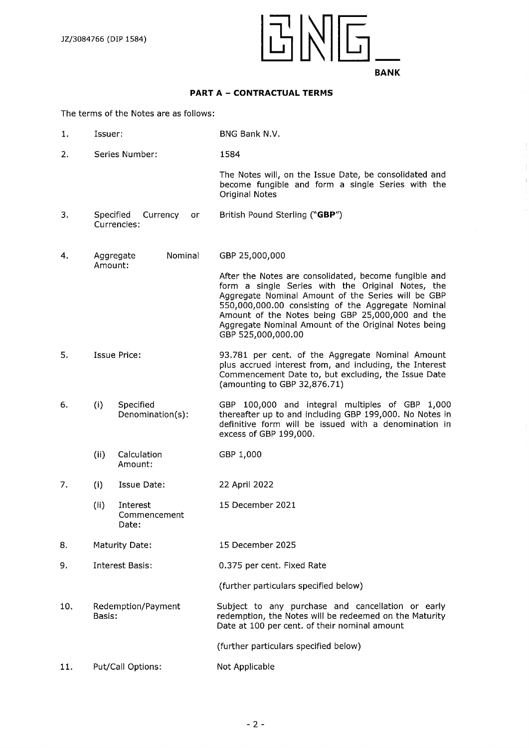## PART A – CONTRACTUAL TERMS

The terms of the Notes are as follows:

| | | |
|---|---|---|
| 1. | Issuer: | BNG Bank N.V. |
| 2. | Series Number: | 1584<br><br>The Notes will, on the Issue Date, be consolidated and become fungible and form a single Series with the Original Notes |
| 3. | Specified Currency or Currencies: | British Pound Sterling ("**GBP**") |
| 4. | Aggregate Nominal Amount: | GBP 25,000,000<br><br>After the Notes are consolidated, become fungible and form a single Series with the Original Notes, the Aggregate Nominal Amount of the Series will be GBP 550,000,000.00 consisting of the Aggregate Nominal Amount of the Notes being GBP 25,000,000 and the Aggregate Nominal Amount of the Original Notes being GBP 525,000,000.00 |
| 5. | Issue Price: | 93.781 per cent. of the Aggregate Nominal Amount plus accrued interest from, and including, the Interest Commencement Date to, but excluding, the Issue Date (amounting to GBP 32,876.71) |
| 6. | (i) Specified Denomination(s): | GBP 100,000 and integral multiples of GBP 1,000 thereafter up to and including GBP 199,000. No Notes in definitive form will be issued with a denomination in excess of GBP 199,000. |
| | (ii) Calculation Amount: | GBP 1,000 |
| 7. | (i) Issue Date: | 22 April 2022 |
| | (ii) Interest Commencement Date: | 15 December 2021 |
| 8. | Maturity Date: | 15 December 2025 |
| 9. | Interest Basis: | 0.375 per cent. Fixed Rate<br><br>(further particulars specified below) |
| 10. | Redemption/Payment Basis: | Subject to any purchase and cancellation or early redemption, the Notes will be redeemed on the Maturity Date at 100 per cent. of their nominal amount<br><br>(further particulars specified below) |
| 11. | Put/Call Options: | Not Applicable |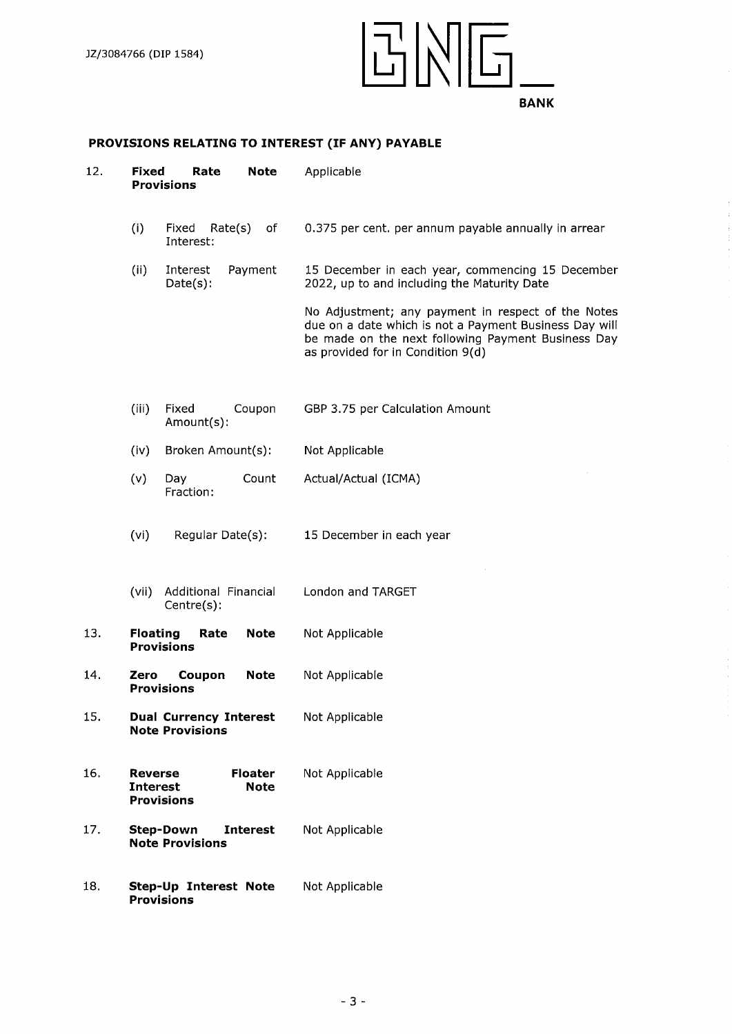## PROVISIONS RELATING TO INTEREST (IF ANY) PAYABLE

| | | |
|---|---|---|
| 12. | **Fixed Rate Note Provisions** | Applicable |
| | (i) Fixed Rate(s) of Interest: | 0.375 per cent. per annum payable annually in arrear |
| | (ii) Interest Payment Date(s): | 15 December in each year, commencing 15 December 2022, up to and including the Maturity Date<br><br>No Adjustment; any payment in respect of the Notes due on a date which is not a Payment Business Day will be made on the next following Payment Business Day as provided for in Condition 9(d) |
| | (iii) Fixed Coupon Amount(s): | GBP 3.75 per Calculation Amount |
| | (iv) Broken Amount(s): | Not Applicable |
| | (v) Day Count Fraction: | Actual/Actual (ICMA) |
| | (vi) Regular Date(s): | 15 December in each year |
| | (vii) Additional Financial Centre(s): | London and TARGET |
| 13. | **Floating Rate Note Provisions** | Not Applicable |
| 14. | **Zero Coupon Note Provisions** | Not Applicable |
| 15. | **Dual Currency Interest Note Provisions** | Not Applicable |
| 16. | **Reverse Floater Interest Note Provisions** | Not Applicable |
| 17. | **Step-Down Interest Note Provisions** | Not Applicable |
| 18. | **Step-Up Interest Note Provisions** | Not Applicable |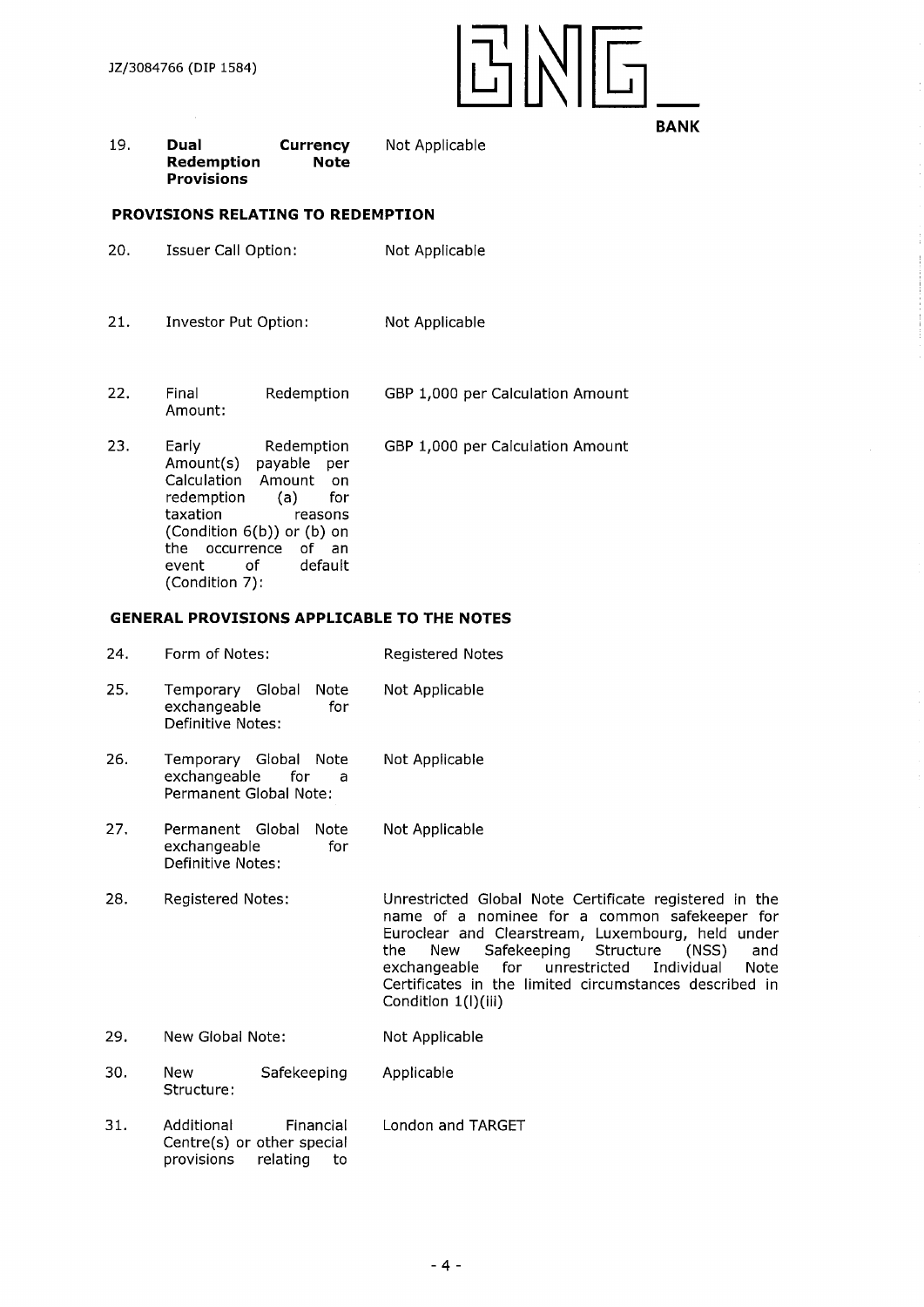| | | |
|---|---|---|
| 19. | **Dual Currency Redemption Note Provisions** | Not Applicable |

**PROVISIONS RELATING TO REDEMPTION**

| | | |
|---|---|---|
| 20. | Issuer Call Option: | Not Applicable |
| 21. | Investor Put Option: | Not Applicable |
| 22. | Final Redemption Amount: | GBP 1,000 per Calculation Amount |
| 23. | Early Redemption Amount(s) payable per Calculation Amount on redemption (a) for taxation reasons (Condition 6(b)) or (b) on the occurrence of an event of default (Condition 7): | GBP 1,000 per Calculation Amount |

**GENERAL PROVISIONS APPLICABLE TO THE NOTES**

| | | |
|---|---|---|
| 24. | Form of Notes: | Registered Notes |
| 25. | Temporary Global Note exchangeable for Definitive Notes: | Not Applicable |
| 26. | Temporary Global Note exchangeable for a Permanent Global Note: | Not Applicable |
| 27. | Permanent Global Note exchangeable for Definitive Notes: | Not Applicable |
| 28. | Registered Notes: | Unrestricted Global Note Certificate registered in the name of a nominee for a common safekeeper for Euroclear and Clearstream, Luxembourg, held under the New Safekeeping Structure (NSS) and exchangeable for unrestricted Individual Note Certificates in the limited circumstances described in Condition 1(l)(iii) |
| 29. | New Global Note: | Not Applicable |
| 30. | New Safekeeping Structure: | Applicable |
| 31. | Additional Financial Centre(s) or other special provisions relating to | London and TARGET |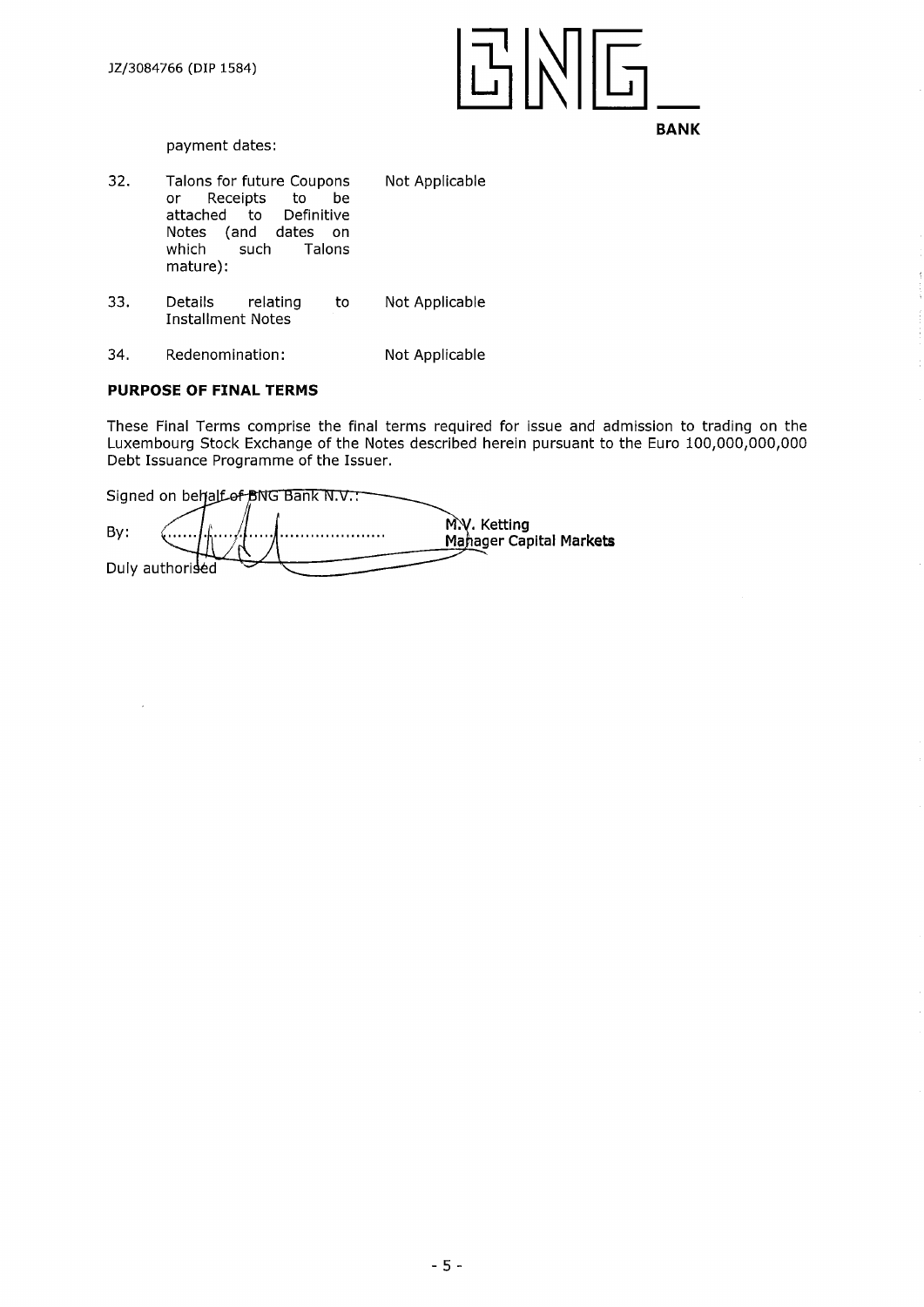payment dates:

| | | |
|---|---|---|
| 32. | Talons for future Coupons or Receipts to be attached to Definitive Notes (and dates on which such Talons mature): | Not Applicable |
| 33. | Details relating to Installment Notes | Not Applicable |
| 34. | Redenomination: | Not Applicable |

**PURPOSE OF FINAL TERMS**

These Final Terms comprise the final terms required for issue and admission to trading on the Luxembourg Stock Exchange of the Notes described herein pursuant to the Euro 100,000,000,000 Debt Issuance Programme of the Issuer.

Signed on behalf of BNG Bank N.V.:

By: ........................................ **M.V. Ketting**
**Manager Capital Markets**

Duly authorised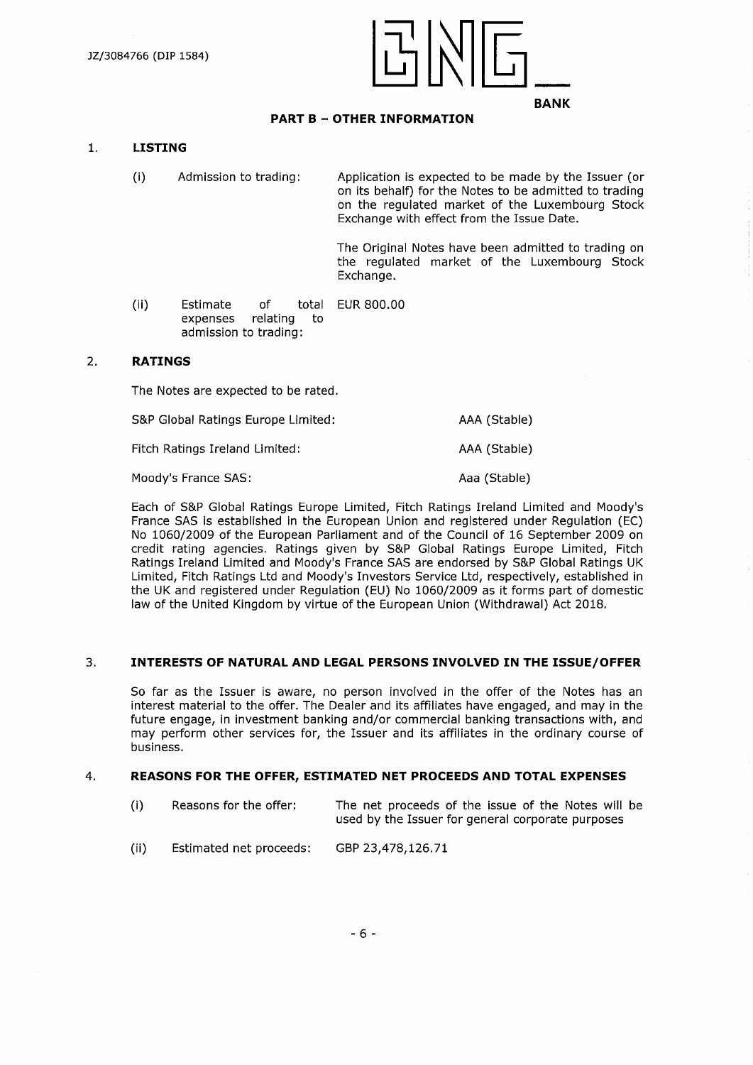## PART B – OTHER INFORMATION

### 1. LISTING

(i) Admission to trading: Application is expected to be made by the Issuer (or on its behalf) for the Notes to be admitted to trading on the regulated market of the Luxembourg Stock Exchange with effect from the Issue Date.

The Original Notes have been admitted to trading on the regulated market of the Luxembourg Stock Exchange.

(ii) Estimate of total expenses relating to admission to trading: EUR 800.00

### 2. RATINGS

The Notes are expected to be rated.

| | |
|---|---|
| S&P Global Ratings Europe Limited: | AAA (Stable) |
| Fitch Ratings Ireland Limited: | AAA (Stable) |
| Moody's France SAS: | Aaa (Stable) |

Each of S&P Global Ratings Europe Limited, Fitch Ratings Ireland Limited and Moody's France SAS is established in the European Union and registered under Regulation (EC) No 1060/2009 of the European Parliament and of the Council of 16 September 2009 on credit rating agencies. Ratings given by S&P Global Ratings Europe Limited, Fitch Ratings Ireland Limited and Moody's France SAS are endorsed by S&P Global Ratings UK Limited, Fitch Ratings Ltd and Moody's Investors Service Ltd, respectively, established in the UK and registered under Regulation (EU) No 1060/2009 as it forms part of domestic law of the United Kingdom by virtue of the European Union (Withdrawal) Act 2018.

### 3. INTERESTS OF NATURAL AND LEGAL PERSONS INVOLVED IN THE ISSUE/OFFER

So far as the Issuer is aware, no person involved in the offer of the Notes has an interest material to the offer. The Dealer and its affiliates have engaged, and may in the future engage, in investment banking and/or commercial banking transactions with, and may perform other services for, the Issuer and its affiliates in the ordinary course of business.

### 4. REASONS FOR THE OFFER, ESTIMATED NET PROCEEDS AND TOTAL EXPENSES

(i) Reasons for the offer: The net proceeds of the issue of the Notes will be used by the Issuer for general corporate purposes

(ii) Estimated net proceeds: GBP 23,478,126.71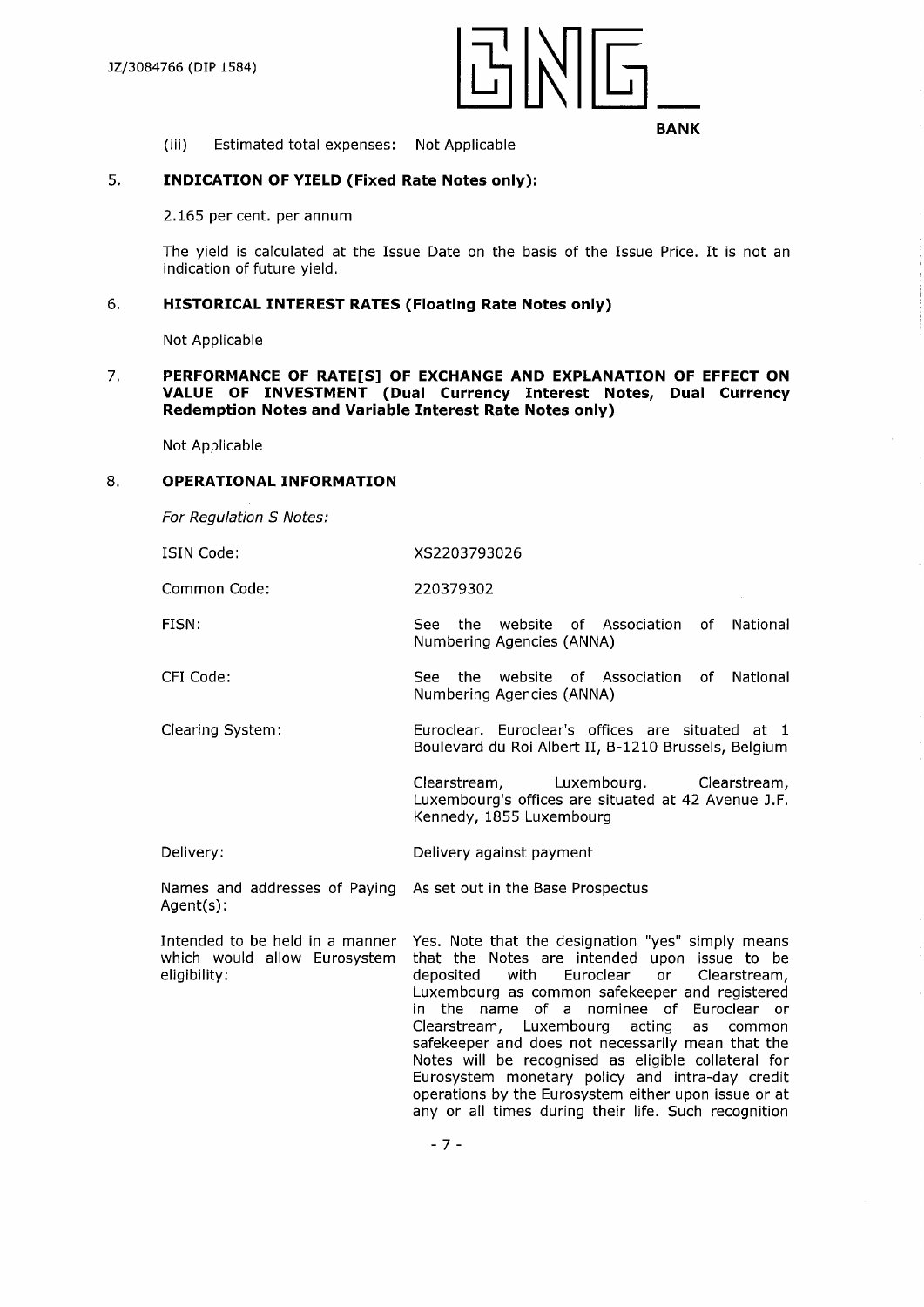(iii) Estimated total expenses: Not Applicable

## 5. INDICATION OF YIELD (Fixed Rate Notes only):

2.165 per cent. per annum

The yield is calculated at the Issue Date on the basis of the Issue Price. It is not an indication of future yield.

## 6. HISTORICAL INTEREST RATES (Floating Rate Notes only)

Not Applicable

## 7. PERFORMANCE OF RATE[S] OF EXCHANGE AND EXPLANATION OF EFFECT ON VALUE OF INVESTMENT (Dual Currency Interest Notes, Dual Currency Redemption Notes and Variable Interest Rate Notes only)

Not Applicable

## 8. OPERATIONAL INFORMATION

*For Regulation S Notes:*

| | |
|---|---|
| ISIN Code: | XS2203793026 |
| Common Code: | 220379302 |
| FISN: | See the website of Association of National Numbering Agencies (ANNA) |
| CFI Code: | See the website of Association of National Numbering Agencies (ANNA) |
| Clearing System: | Euroclear. Euroclear's offices are situated at 1 Boulevard du Roi Albert II, B-1210 Brussels, Belgium<br><br>Clearstream, Luxembourg. Clearstream, Luxembourg's offices are situated at 42 Avenue J.F. Kennedy, 1855 Luxembourg |
| Delivery: | Delivery against payment |
| Names and addresses of Paying Agent(s): | As set out in the Base Prospectus |
| Intended to be held in a manner which would allow Eurosystem eligibility: | Yes. Note that the designation "yes" simply means that the Notes are intended upon issue to be deposited with Euroclear or Clearstream, Luxembourg as common safekeeper and registered in the name of a nominee of Euroclear or Clearstream, Luxembourg acting as common safekeeper and does not necessarily mean that the Notes will be recognised as eligible collateral for Eurosystem monetary policy and intra-day credit operations by the Eurosystem either upon issue or at any or all times during their life. Such recognition |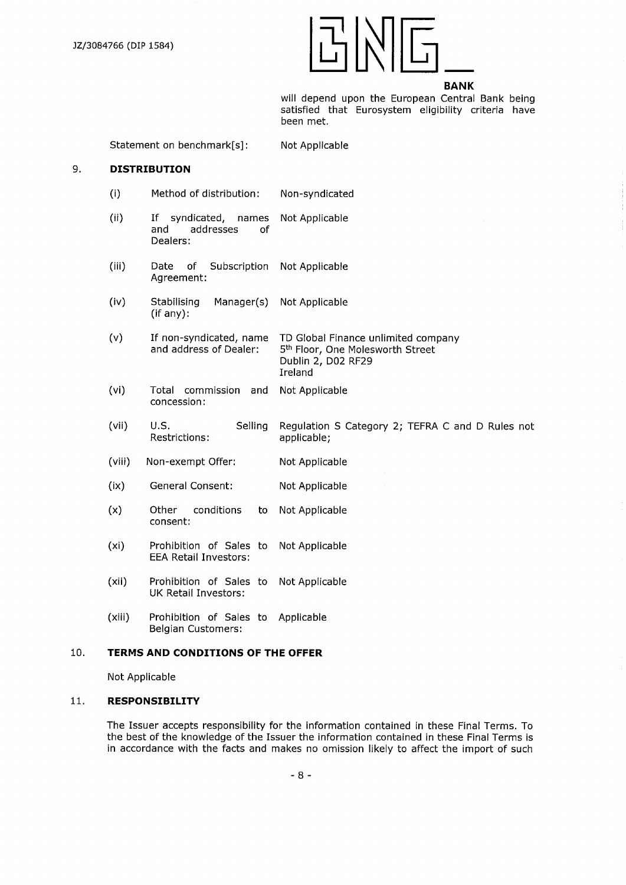will depend upon the European Central Bank being satisfied that Eurosystem eligibility criteria have been met.

| | |
|---|---|
| Statement on benchmark[s]: | Not Applicable |

## 9. DISTRIBUTION

| | | |
|---|---|---|
| (i) | Method of distribution: | Non-syndicated |
| (ii) | If syndicated, names and addresses of Dealers: | Not Applicable |
| (iii) | Date of Subscription Agreement: | Not Applicable |
| (iv) | Stabilising Manager(s) (if any): | Not Applicable |
| (v) | If non-syndicated, name and address of Dealer: | TD Global Finance unlimited company<br>5th Floor, One Molesworth Street<br>Dublin 2, D02 RF29<br>Ireland |
| (vi) | Total commission and concession: | Not Applicable |
| (vii) | U.S. Selling Restrictions: | Regulation S Category 2; TEFRA C and D Rules not applicable; |
| (viii) | Non-exempt Offer: | Not Applicable |
| (ix) | General Consent: | Not Applicable |
| (x) | Other conditions to consent: | Not Applicable |
| (xi) | Prohibition of Sales to EEA Retail Investors: | Not Applicable |
| (xii) | Prohibition of Sales to UK Retail Investors: | Not Applicable |
| (xiii) | Prohibition of Sales to Belgian Customers: | Applicable |

## 10. TERMS AND CONDITIONS OF THE OFFER

Not Applicable

## 11. RESPONSIBILITY

The Issuer accepts responsibility for the information contained in these Final Terms. To the best of the knowledge of the Issuer the information contained in these Final Terms is in accordance with the facts and makes no omission likely to affect the import of such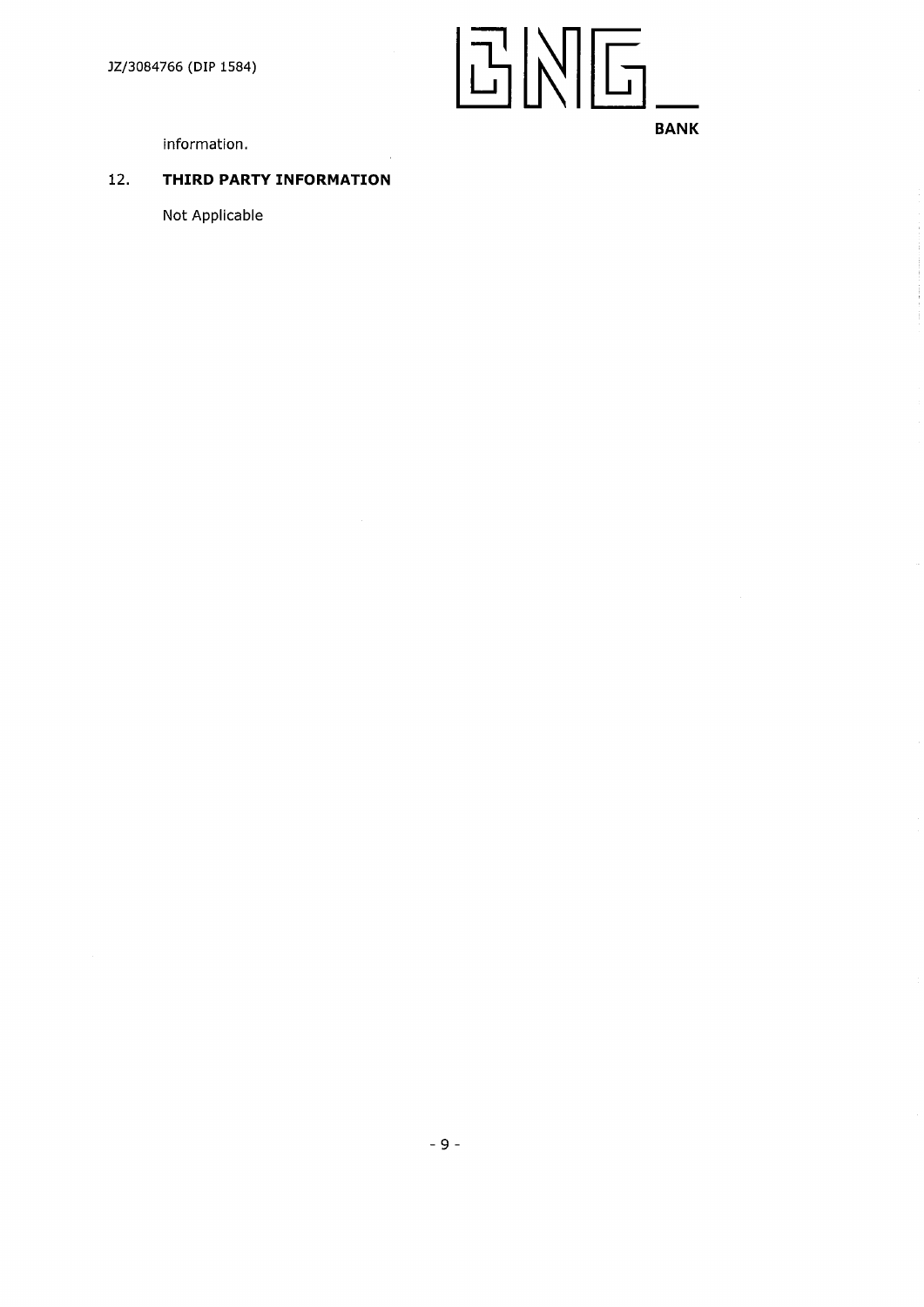information.

## 12. THIRD PARTY INFORMATION

Not Applicable